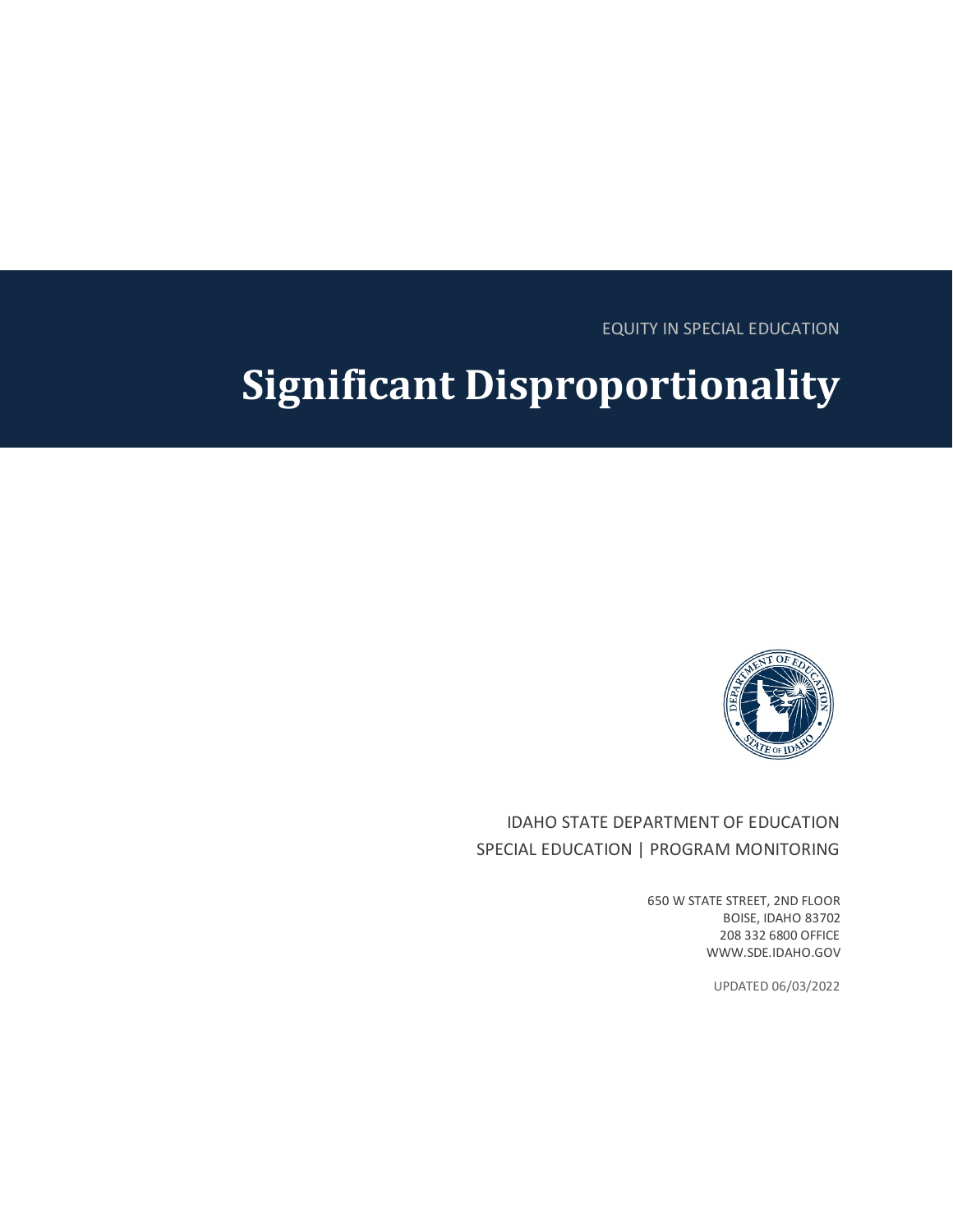EQUITY IN SPECIAL EDUCATION

# Significant Disproportionality

IDAHO STATE DEPARTMENT OF EDUCATION

SPECIAL EDUCATION | PROGRAM MONITORING

650 W STATE STREET, 2ND FLOOR
BOISE, IDAHO 83702
208 332 6800 OFFICE
WWW.SDE.IDAHO.GOV

UPDATED 06/03/2022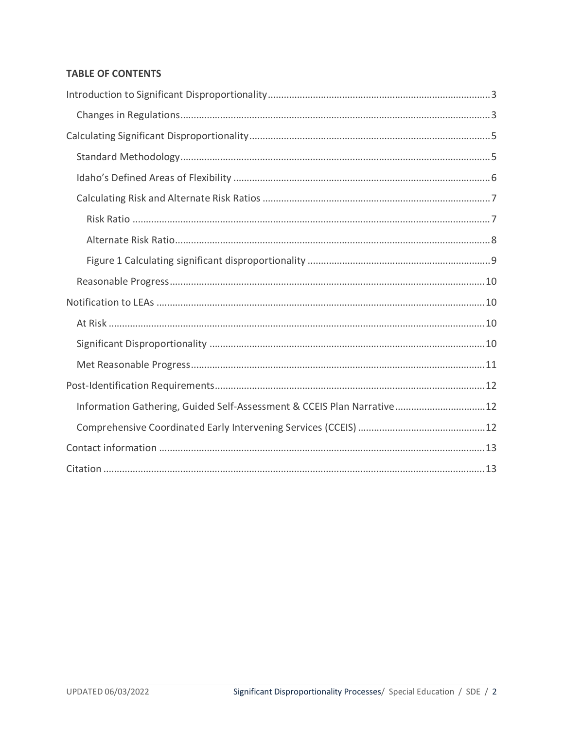**TABLE OF CONTENTS**

Introduction to Significant Disproportionality ........ 3
- Changes in Regulations ........ 3

Calculating Significant Disproportionality ........ 5
- Standard Methodology ........ 5
- Idaho's Defined Areas of Flexibility ........ 6
- Calculating Risk and Alternate Risk Ratios ........ 7
  - Risk Ratio ........ 7
  - Alternate Risk Ratio ........ 8
  - Figure 1 Calculating significant disproportionality ........ 9
- Reasonable Progress ........ 10

Notification to LEAs ........ 10
- At Risk ........ 10
- Significant Disproportionality ........ 10
- Met Reasonable Progress ........ 11

Post-Identification Requirements ........ 12
- Information Gathering, Guided Self-Assessment & CCEIS Plan Narrative ........ 12
- Comprehensive Coordinated Early Intervening Services (CCEIS) ........ 12

Contact information ........ 13

Citation ........ 13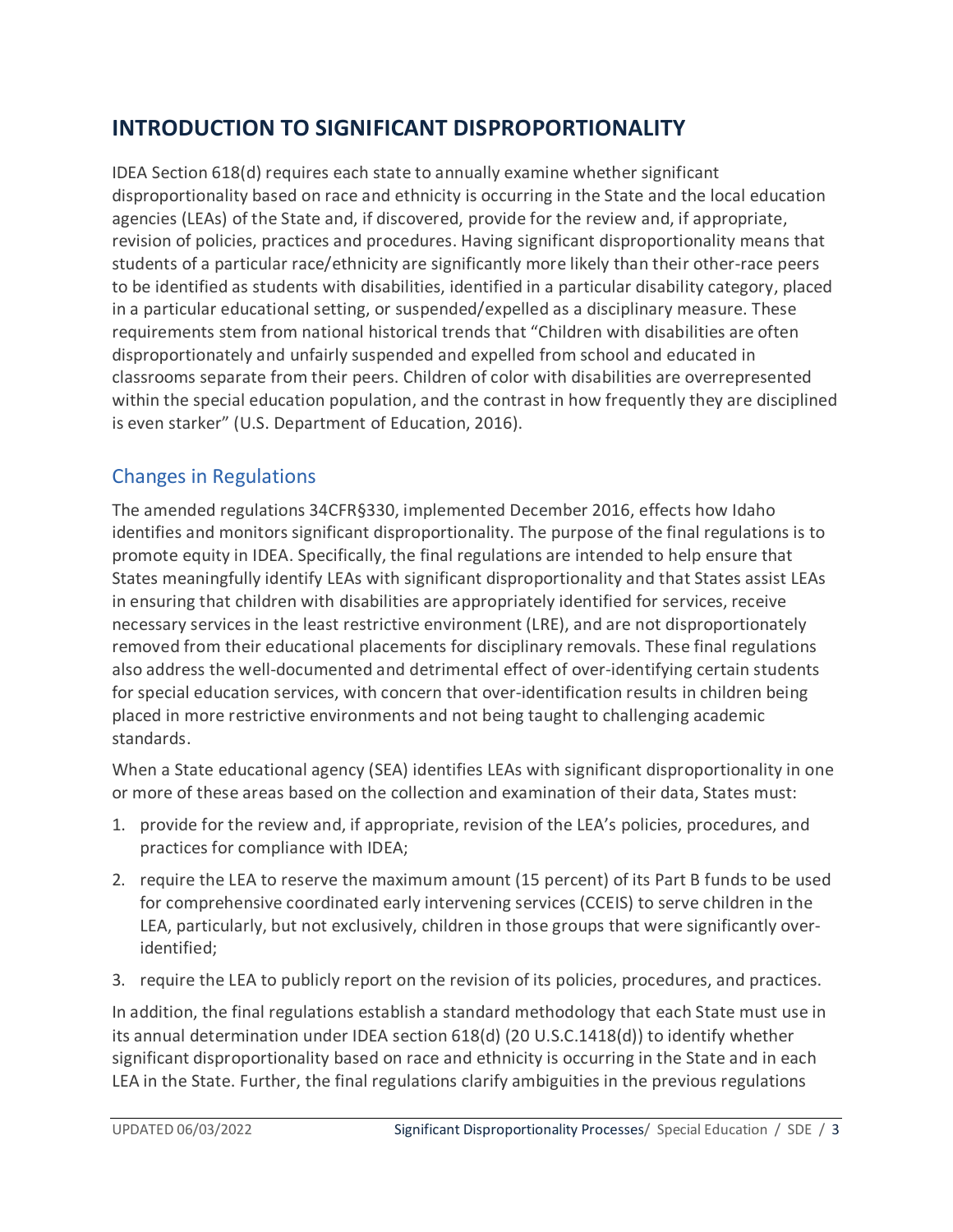# INTRODUCTION TO SIGNIFICANT DISPROPORTIONALITY

IDEA Section 618(d) requires each state to annually examine whether significant disproportionality based on race and ethnicity is occurring in the State and the local education agencies (LEAs) of the State and, if discovered, provide for the review and, if appropriate, revision of policies, practices and procedures. Having significant disproportionality means that students of a particular race/ethnicity are significantly more likely than their other-race peers to be identified as students with disabilities, identified in a particular disability category, placed in a particular educational setting, or suspended/expelled as a disciplinary measure. These requirements stem from national historical trends that "Children with disabilities are often disproportionately and unfairly suspended and expelled from school and educated in classrooms separate from their peers. Children of color with disabilities are overrepresented within the special education population, and the contrast in how frequently they are disciplined is even starker" (U.S. Department of Education, 2016).

## Changes in Regulations

The amended regulations 34CFR§330, implemented December 2016, effects how Idaho identifies and monitors significant disproportionality. The purpose of the final regulations is to promote equity in IDEA. Specifically, the final regulations are intended to help ensure that States meaningfully identify LEAs with significant disproportionality and that States assist LEAs in ensuring that children with disabilities are appropriately identified for services, receive necessary services in the least restrictive environment (LRE), and are not disproportionately removed from their educational placements for disciplinary removals. These final regulations also address the well-documented and detrimental effect of over-identifying certain students for special education services, with concern that over-identification results in children being placed in more restrictive environments and not being taught to challenging academic standards.

When a State educational agency (SEA) identifies LEAs with significant disproportionality in one or more of these areas based on the collection and examination of their data, States must:

1. provide for the review and, if appropriate, revision of the LEA's policies, procedures, and practices for compliance with IDEA;
2. require the LEA to reserve the maximum amount (15 percent) of its Part B funds to be used for comprehensive coordinated early intervening services (CCEIS) to serve children in the LEA, particularly, but not exclusively, children in those groups that were significantly over-identified;
3. require the LEA to publicly report on the revision of its policies, procedures, and practices.

In addition, the final regulations establish a standard methodology that each State must use in its annual determination under IDEA section 618(d) (20 U.S.C.1418(d)) to identify whether significant disproportionality based on race and ethnicity is occurring in the State and in each LEA in the State. Further, the final regulations clarify ambiguities in the previous regulations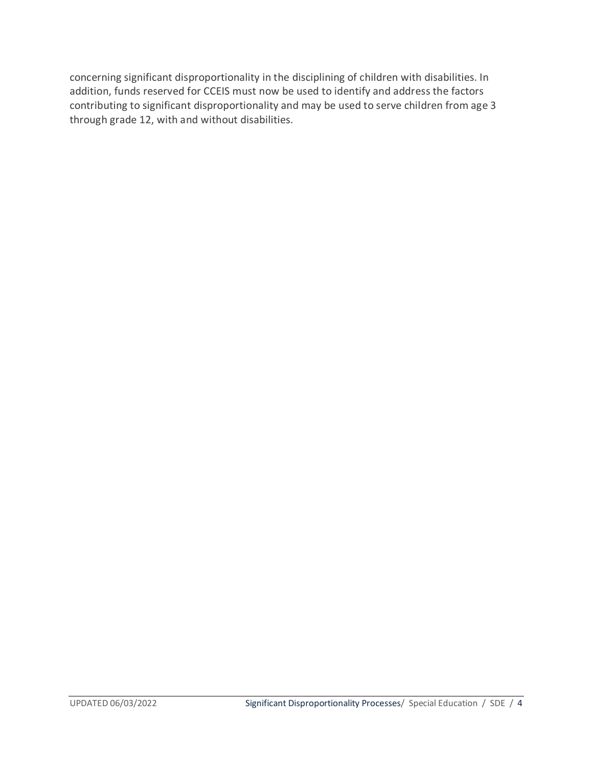concerning significant disproportionality in the disciplining of children with disabilities. In addition, funds reserved for CCEIS must now be used to identify and address the factors contributing to significant disproportionality and may be used to serve children from age 3 through grade 12, with and without disabilities.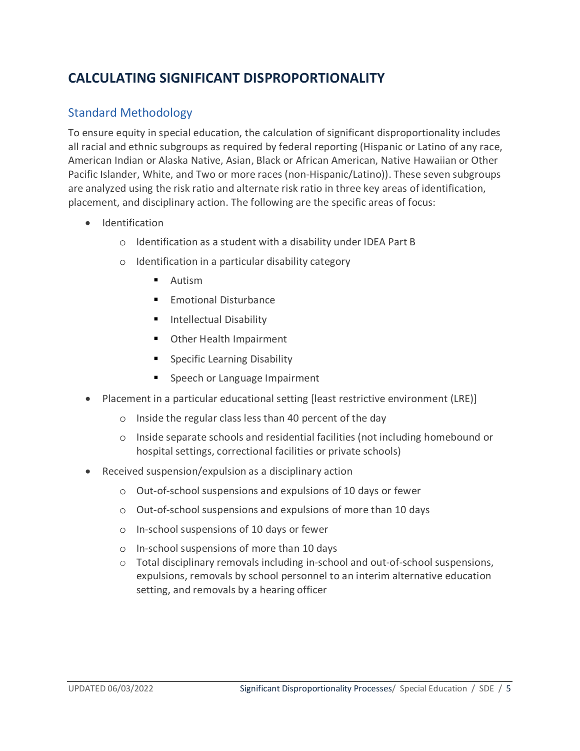# CALCULATING SIGNIFICANT DISPROPORTIONALITY

## Standard Methodology

To ensure equity in special education, the calculation of significant disproportionality includes all racial and ethnic subgroups as required by federal reporting (Hispanic or Latino of any race, American Indian or Alaska Native, Asian, Black or African American, Native Hawaiian or Other Pacific Islander, White, and Two or more races (non-Hispanic/Latino)). These seven subgroups are analyzed using the risk ratio and alternate risk ratio in three key areas of identification, placement, and disciplinary action. The following are the specific areas of focus:

- Identification
  - Identification as a student with a disability under IDEA Part B
  - Identification in a particular disability category
    - Autism
    - Emotional Disturbance
    - Intellectual Disability
    - Other Health Impairment
    - Specific Learning Disability
    - Speech or Language Impairment
- Placement in a particular educational setting [least restrictive environment (LRE)]
  - Inside the regular class less than 40 percent of the day
  - Inside separate schools and residential facilities (not including homebound or hospital settings, correctional facilities or private schools)
- Received suspension/expulsion as a disciplinary action
  - Out-of-school suspensions and expulsions of 10 days or fewer
  - Out-of-school suspensions and expulsions of more than 10 days
  - In-school suspensions of 10 days or fewer
  - In-school suspensions of more than 10 days
  - Total disciplinary removals including in-school and out-of-school suspensions, expulsions, removals by school personnel to an interim alternative education setting, and removals by a hearing officer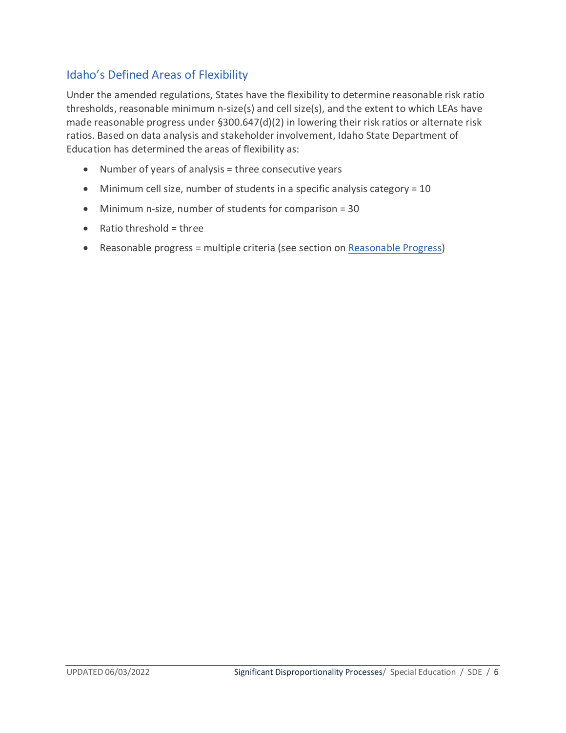## Idaho’s Defined Areas of Flexibility

Under the amended regulations, States have the flexibility to determine reasonable risk ratio thresholds, reasonable minimum n-size(s) and cell size(s), and the extent to which LEAs have made reasonable progress under §300.647(d)(2) in lowering their risk ratios or alternate risk ratios. Based on data analysis and stakeholder involvement, Idaho State Department of Education has determined the areas of flexibility as:

- Number of years of analysis = three consecutive years
- Minimum cell size, number of students in a specific analysis category = 10
- Minimum n-size, number of students for comparison = 30
- Ratio threshold = three
- Reasonable progress = multiple criteria (see section on Reasonable Progress)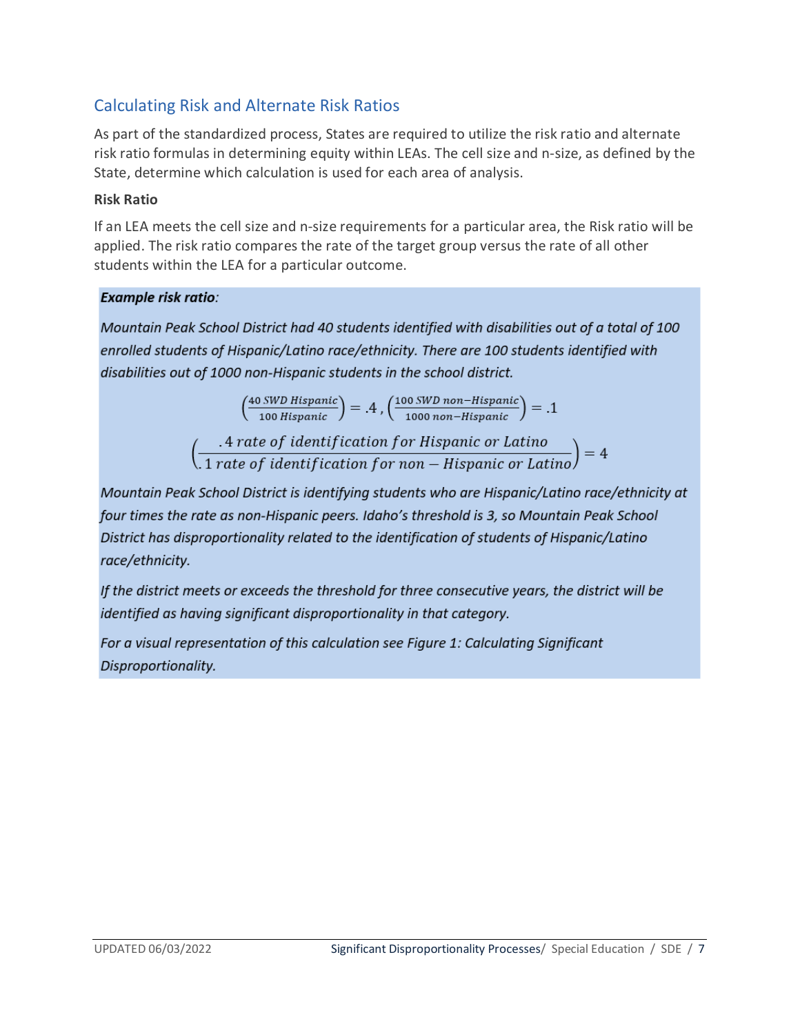## Calculating Risk and Alternate Risk Ratios

As part of the standardized process, States are required to utilize the risk ratio and alternate risk ratio formulas in determining equity within LEAs. The cell size and n-size, as defined by the State, determine which calculation is used for each area of analysis.

**Risk Ratio**

If an LEA meets the cell size and n-size requirements for a particular area, the Risk ratio will be applied. The risk ratio compares the rate of the target group versus the rate of all other students within the LEA for a particular outcome.

***Example risk ratio****:*

*Mountain Peak School District had 40 students identified with disabilities out of a total of 100 enrolled students of Hispanic/Latino race/ethnicity. There are 100 students identified with disabilities out of 1000 non-Hispanic students in the school district.*

$$\left(\frac{40\ SWD\ Hispanic}{100\ Hispanic}\right) = .4\ ,\ \left(\frac{100\ SWD\ non-Hispanic}{1000\ non-Hispanic}\right) = .1$$

$$\left(\frac{.4\ rate\ of\ identification\ for\ Hispanic\ or\ Latino}{.1\ rate\ of\ identification\ for\ non-Hispanic\ or\ Latino}\right) = 4$$

*Mountain Peak School District is identifying students who are Hispanic/Latino race/ethnicity at four times the rate as non-Hispanic peers. Idaho's threshold is 3, so Mountain Peak School District has disproportionality related to the identification of students of Hispanic/Latino race/ethnicity.*

*If the district meets or exceeds the threshold for three consecutive years, the district will be identified as having significant disproportionality in that category.*

*For a visual representation of this calculation see Figure 1: Calculating Significant Disproportionality.*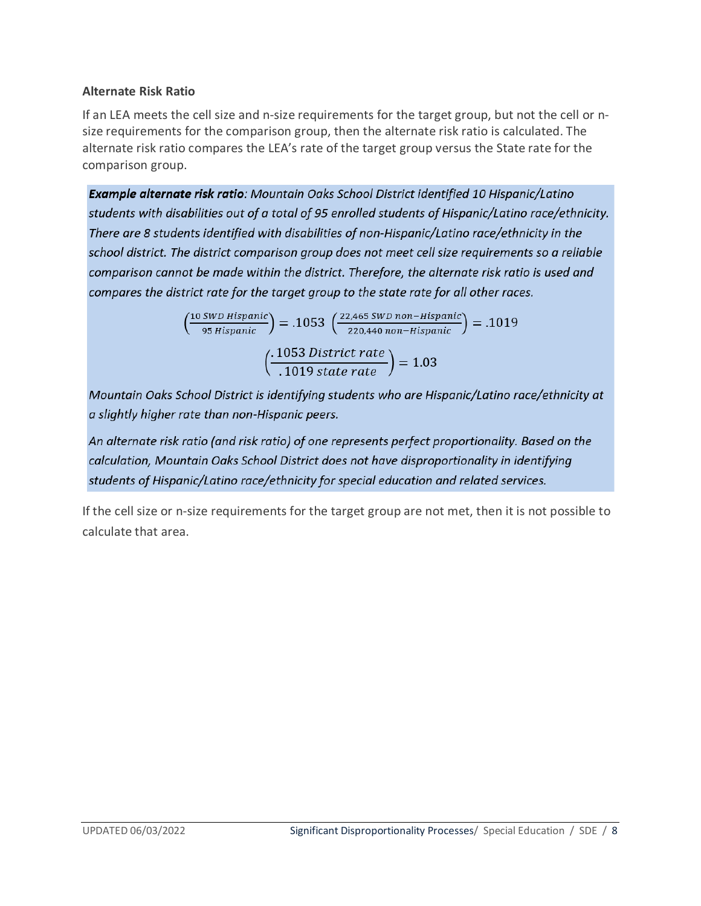### Alternate Risk Ratio

If an LEA meets the cell size and n-size requirements for the target group, but not the cell or n-size requirements for the comparison group, then the alternate risk ratio is calculated. The alternate risk ratio compares the LEA's rate of the target group versus the State rate for the comparison group.

> ***Example alternate risk ratio****: Mountain Oaks School District identified 10 Hispanic/Latino students with disabilities out of a total of 95 enrolled students of Hispanic/Latino race/ethnicity. There are 8 students identified with disabilities of non-Hispanic/Latino race/ethnicity in the school district. The district comparison group does not meet cell size requirements so a reliable comparison cannot be made within the district. Therefore, the alternate risk ratio is used and compares the district rate for the target group to the state rate for all other races.*
>
> $$\left(\frac{10\ SWD\ Hispanic}{95\ Hispanic}\right) = .1053 \quad \left(\frac{22{,}465\ SWD\ non\text{-}Hispanic}{220{,}440\ non\text{-}Hispanic}\right) = .1019$$
>
> $$\left(\frac{.1053\ District\ rate}{.1019\ state\ rate}\right) = 1.03$$
>
> *Mountain Oaks School District is identifying students who are Hispanic/Latino race/ethnicity at a slightly higher rate than non-Hispanic peers.*
>
> *An alternate risk ratio (and risk ratio) of one represents perfect proportionality. Based on the calculation, Mountain Oaks School District does not have disproportionality in identifying students of Hispanic/Latino race/ethnicity for special education and related services.*

If the cell size or n-size requirements for the target group are not met, then it is not possible to calculate that area.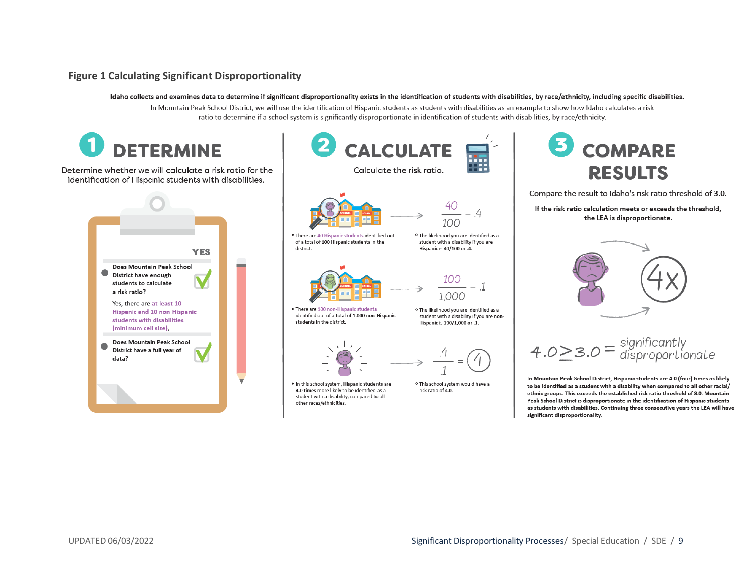**Figure 1 Calculating Significant Disproportionality**

**Idaho collects and examines data to determine if significant disproportionality exists in the identification of students with disabilities, by race/ethnicity, including specific disabilities.**

In Mountain Peak School District, we will use the identification of Hispanic students as students with disabilities as an example to show how Idaho calculates a risk ratio to determine if a school system is significantly disproportionate in identification of students with disabilities, by race/ethnicity.

## 1 DETERMINE

Determine whether we will calculate a risk ratio for the identification of Hispanic students with disabilities.

**YES**

- **Does Mountain Peak School District have enough students to calculate a risk ratio?** ✓

  Yes, there are **at least 10 Hispanic and 10 non-Hispanic students with disabilities (minimum cell size),**

- **Does Mountain Peak School District have a full year of data?** ✓

## 2 CALCULATE

Calculate the risk ratio.

- There are **40 Hispanic students** identified out of a total of **100 Hispanic students** in the district.
  - $\frac{40}{100} = .4$
  - The likelihood you are identified as a student with a disability if you are Hispanic is 40/100 or .4.
- There are **100 non-Hispanic students** identified out of a total of **1,000 non-Hispanic students** in the district.
  - $\frac{100}{1{,}000} = .1$
  - The likelihood you are identified as a student with a disability if you are non-Hispanic is 100/1,000 or .1.
- In this school system, **Hispanic** students are **4.0 times** more likely to be identified as a student with a disability, compared to all other races/ethnicities.
  - $\frac{.4}{.1} = 4$
  - This school system would have a risk ratio of **4.0.**

## 3 COMPARE RESULTS

Compare the result to Idaho's risk ratio threshold of 3.0.

**If the risk ratio calculation meets or exceeds the threshold, the LEA is disproportionate.**

4x

$4.0 \geq 3.0 =$ significantly disproportionate

**In Mountain Peak School District, Hispanic students are 4.0 (four) times as likely to be identified as a student with a disability when compared to all other racial/ethnic groups. This exceeds the established risk ratio threshold of 3.0. Mountain Peak School District is disproportionate in the identification of Hispanic students as students with disabilities. Continuing three consecutive years the LEA will have significant disproportionality.**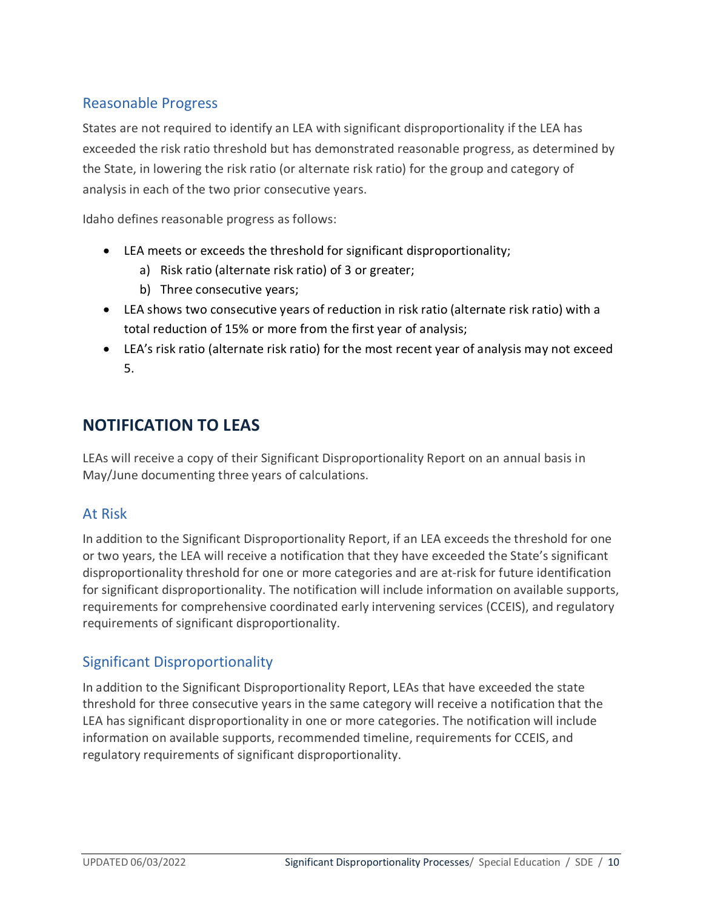### Reasonable Progress

States are not required to identify an LEA with significant disproportionality if the LEA has exceeded the risk ratio threshold but has demonstrated reasonable progress, as determined by the State, in lowering the risk ratio (or alternate risk ratio) for the group and category of analysis in each of the two prior consecutive years.

Idaho defines reasonable progress as follows:

- LEA meets or exceeds the threshold for significant disproportionality;
    a) Risk ratio (alternate risk ratio) of 3 or greater;
    b) Three consecutive years;
- LEA shows two consecutive years of reduction in risk ratio (alternate risk ratio) with a total reduction of 15% or more from the first year of analysis;
- LEA's risk ratio (alternate risk ratio) for the most recent year of analysis may not exceed 5.

## NOTIFICATION TO LEAS

LEAs will receive a copy of their Significant Disproportionality Report on an annual basis in May/June documenting three years of calculations.

### At Risk

In addition to the Significant Disproportionality Report, if an LEA exceeds the threshold for one or two years, the LEA will receive a notification that they have exceeded the State's significant disproportionality threshold for one or more categories and are at-risk for future identification for significant disproportionality. The notification will include information on available supports, requirements for comprehensive coordinated early intervening services (CCEIS), and regulatory requirements of significant disproportionality.

### Significant Disproportionality

In addition to the Significant Disproportionality Report, LEAs that have exceeded the state threshold for three consecutive years in the same category will receive a notification that the LEA has significant disproportionality in one or more categories. The notification will include information on available supports, recommended timeline, requirements for CCEIS, and regulatory requirements of significant disproportionality.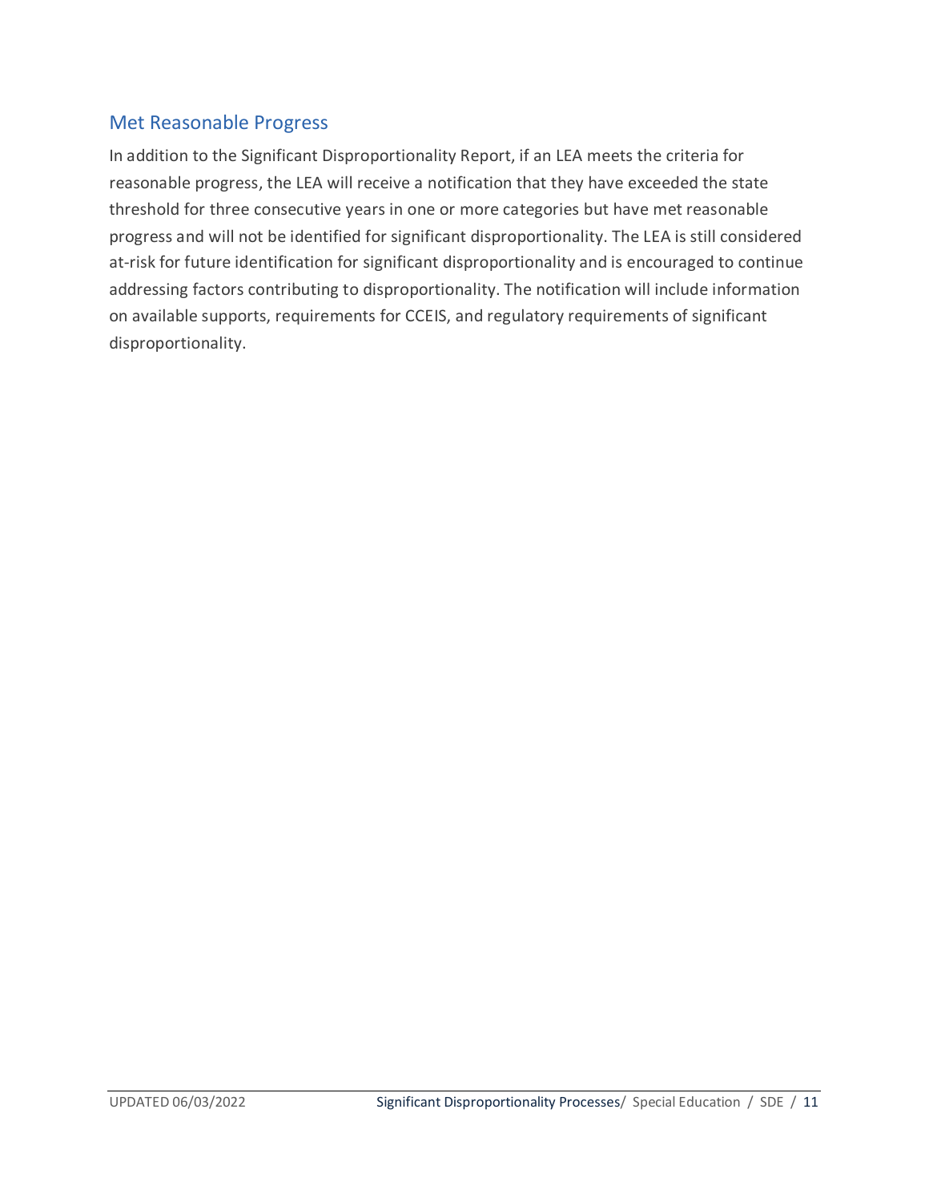## Met Reasonable Progress

In addition to the Significant Disproportionality Report, if an LEA meets the criteria for reasonable progress, the LEA will receive a notification that they have exceeded the state threshold for three consecutive years in one or more categories but have met reasonable progress and will not be identified for significant disproportionality. The LEA is still considered at-risk for future identification for significant disproportionality and is encouraged to continue addressing factors contributing to disproportionality. The notification will include information on available supports, requirements for CCEIS, and regulatory requirements of significant disproportionality.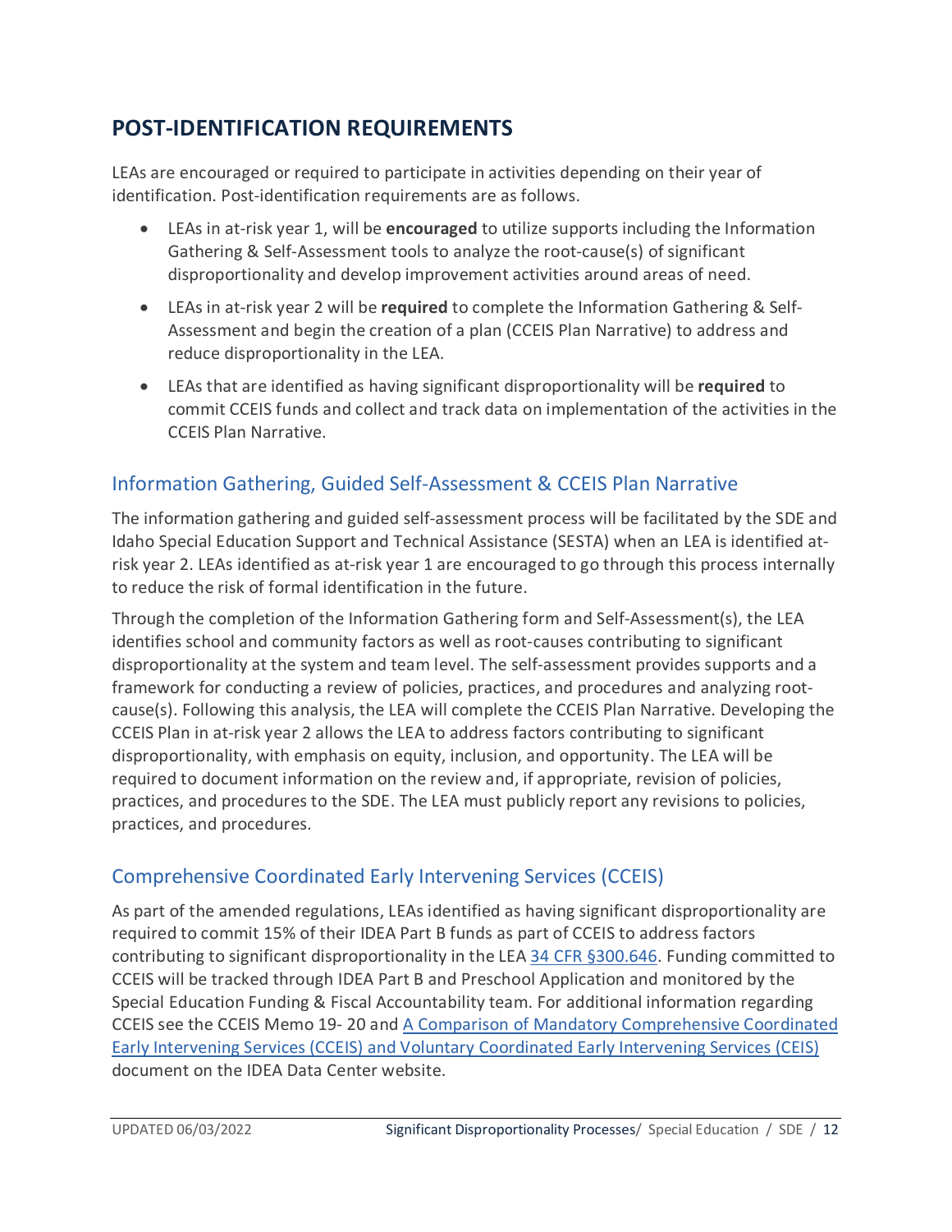## POST-IDENTIFICATION REQUIREMENTS

LEAs are encouraged or required to participate in activities depending on their year of identification. Post-identification requirements are as follows.

- LEAs in at-risk year 1, will be **encouraged** to utilize supports including the Information Gathering & Self-Assessment tools to analyze the root-cause(s) of significant disproportionality and develop improvement activities around areas of need.
- LEAs in at-risk year 2 will be **required** to complete the Information Gathering & Self-Assessment and begin the creation of a plan (CCEIS Plan Narrative) to address and reduce disproportionality in the LEA.
- LEAs that are identified as having significant disproportionality will be **required** to commit CCEIS funds and collect and track data on implementation of the activities in the CCEIS Plan Narrative.

### Information Gathering, Guided Self-Assessment & CCEIS Plan Narrative

The information gathering and guided self-assessment process will be facilitated by the SDE and Idaho Special Education Support and Technical Assistance (SESTA) when an LEA is identified at-risk year 2. LEAs identified as at-risk year 1 are encouraged to go through this process internally to reduce the risk of formal identification in the future.

Through the completion of the Information Gathering form and Self-Assessment(s), the LEA identifies school and community factors as well as root-causes contributing to significant disproportionality at the system and team level. The self-assessment provides supports and a framework for conducting a review of policies, practices, and procedures and analyzing root-cause(s). Following this analysis, the LEA will complete the CCEIS Plan Narrative. Developing the CCEIS Plan in at-risk year 2 allows the LEA to address factors contributing to significant disproportionality, with emphasis on equity, inclusion, and opportunity. The LEA will be required to document information on the review and, if appropriate, revision of policies, practices, and procedures to the SDE. The LEA must publicly report any revisions to policies, practices, and procedures.

### Comprehensive Coordinated Early Intervening Services (CCEIS)

As part of the amended regulations, LEAs identified as having significant disproportionality are required to commit 15% of their IDEA Part B funds as part of CCEIS to address factors contributing to significant disproportionality in the LEA 34 CFR §300.646. Funding committed to CCEIS will be tracked through IDEA Part B and Preschool Application and monitored by the Special Education Funding & Fiscal Accountability team. For additional information regarding CCEIS see the CCEIS Memo 19- 20 and A Comparison of Mandatory Comprehensive Coordinated Early Intervening Services (CCEIS) and Voluntary Coordinated Early Intervening Services (CEIS) document on the IDEA Data Center website.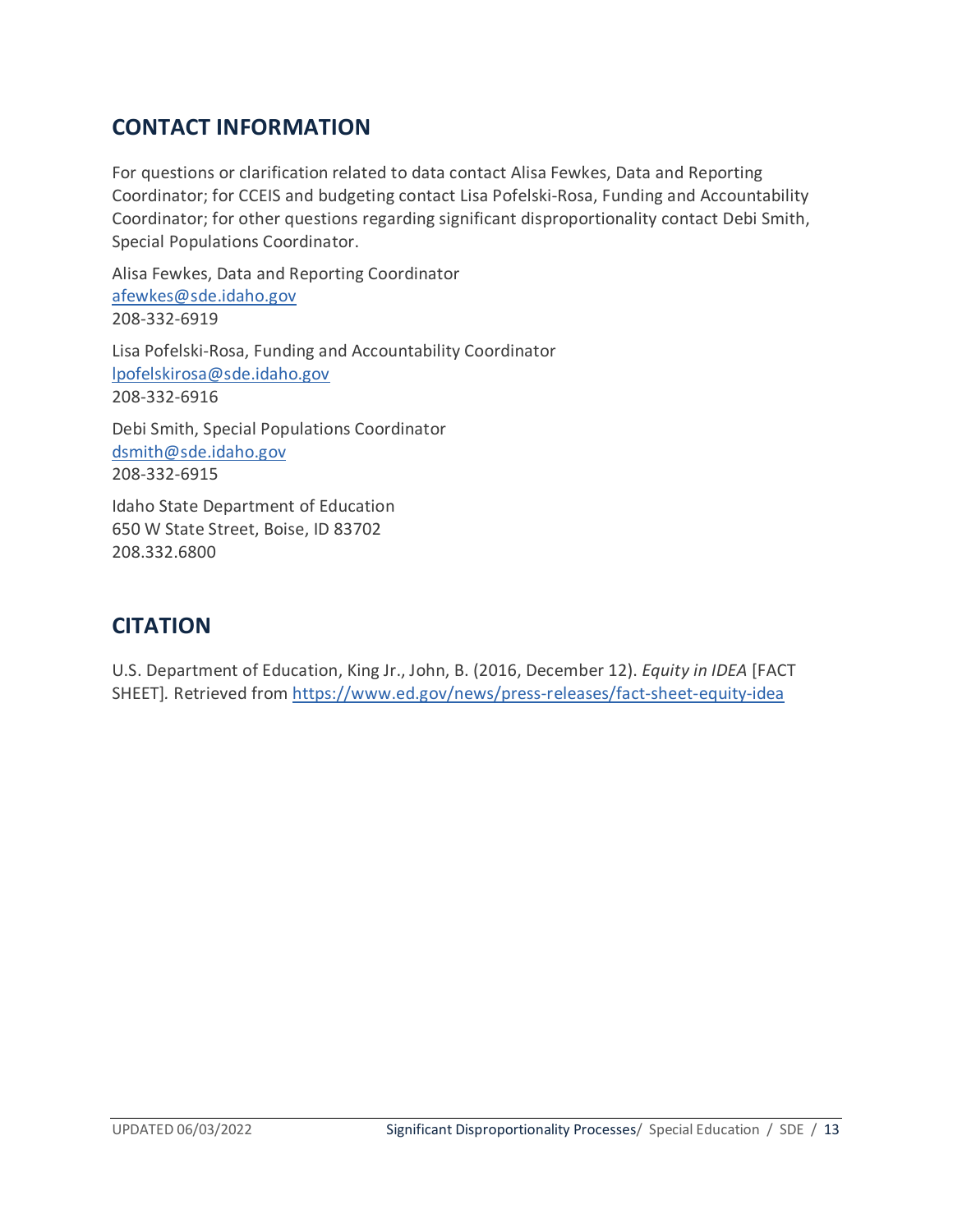## CONTACT INFORMATION

For questions or clarification related to data contact Alisa Fewkes, Data and Reporting Coordinator; for CCEIS and budgeting contact Lisa Pofelski-Rosa, Funding and Accountability Coordinator; for other questions regarding significant disproportionality contact Debi Smith, Special Populations Coordinator.

Alisa Fewkes, Data and Reporting Coordinator
afewkes@sde.idaho.gov
208-332-6919

Lisa Pofelski-Rosa, Funding and Accountability Coordinator
lpofelskirosa@sde.idaho.gov
208-332-6916

Debi Smith, Special Populations Coordinator
dsmith@sde.idaho.gov
208-332-6915

Idaho State Department of Education
650 W State Street, Boise, ID 83702
208.332.6800

## CITATION

U.S. Department of Education, King Jr., John, B. (2016, December 12). *Equity in IDEA* [FACT SHEET]. Retrieved from https://www.ed.gov/news/press-releases/fact-sheet-equity-idea